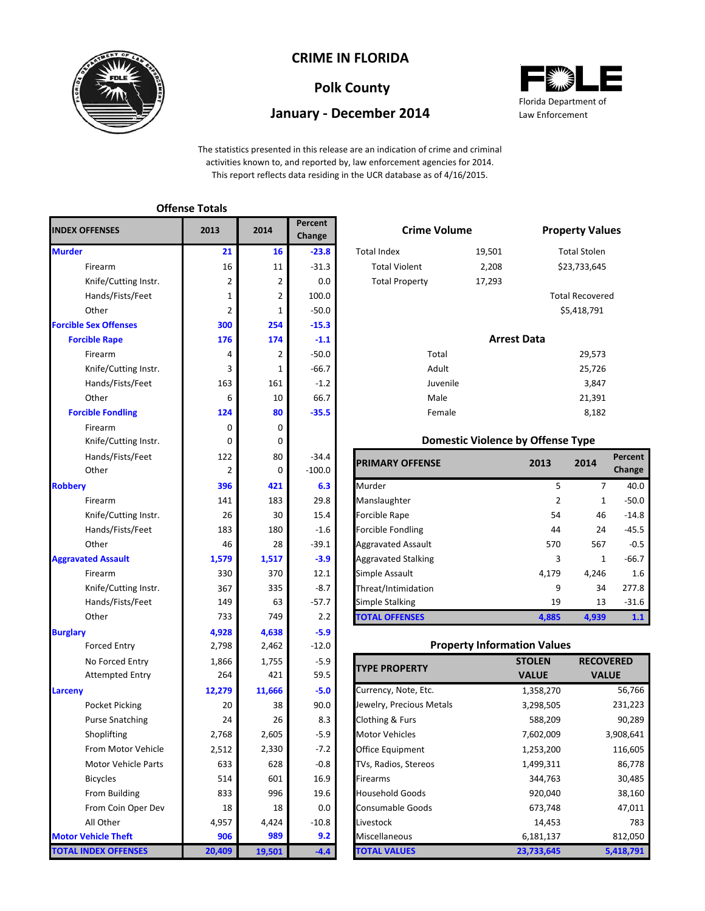# CRIME IN FLORIDA

## Polk County

## January - December 2014

Florida Department of Law Enforcement

The statistics presented in this release are an indication of crime and criminal activities known to, and reported by, law enforcement agencies for 2014. This report reflects data residing in the UCR database as of 4/16/2015.

### Offense Totals

| INDEX OFFENSES | 2013 | 2014 | Percent Change |
|---|---|---|---|
| **Murder** | **21** | **16** | **-23.8** |
| Firearm | 16 | 11 | -31.3 |
| Knife/Cutting Instr. | 2 | 2 | 0.0 |
| Hands/Fists/Feet | 1 | 2 | 100.0 |
| Other | 2 | 1 | -50.0 |
| **Forcible Sex Offenses** | **300** | **254** | **-15.3** |
| **Forcible Rape** | **176** | **174** | **-1.1** |
| Firearm | 4 | 2 | -50.0 |
| Knife/Cutting Instr. | 3 | 1 | -66.7 |
| Hands/Fists/Feet | 163 | 161 | -1.2 |
| Other | 6 | 10 | 66.7 |
| **Forcible Fondling** | **124** | **80** | **-35.5** |
| Firearm | 0 | 0 | |
| Knife/Cutting Instr. | 0 | 0 | |
| Hands/Fists/Feet | 122 | 80 | -34.4 |
| Other | 2 | 0 | -100.0 |
| **Robbery** | **396** | **421** | **6.3** |
| Firearm | 141 | 183 | 29.8 |
| Knife/Cutting Instr. | 26 | 30 | 15.4 |
| Hands/Fists/Feet | 183 | 180 | -1.6 |
| Other | 46 | 28 | -39.1 |
| **Aggravated Assault** | **1,579** | **1,517** | **-3.9** |
| Firearm | 330 | 370 | 12.1 |
| Knife/Cutting Instr. | 367 | 335 | -8.7 |
| Hands/Fists/Feet | 149 | 63 | -57.7 |
| Other | 733 | 749 | 2.2 |
| **Burglary** | **4,928** | **4,638** | **-5.9** |
| Forced Entry | 2,798 | 2,462 | -12.0 |
| No Forced Entry | 1,866 | 1,755 | -5.9 |
| Attempted Entry | 264 | 421 | 59.5 |
| **Larceny** | **12,279** | **11,666** | **-5.0** |
| Pocket Picking | 20 | 38 | 90.0 |
| Purse Snatching | 24 | 26 | 8.3 |
| Shoplifting | 2,768 | 2,605 | -5.9 |
| From Motor Vehicle | 2,512 | 2,330 | -7.2 |
| Motor Vehicle Parts | 633 | 628 | -0.8 |
| Bicycles | 514 | 601 | 16.9 |
| From Building | 833 | 996 | 19.6 |
| From Coin Oper Dev | 18 | 18 | 0.0 |
| All Other | 4,957 | 4,424 | -10.8 |
| **Motor Vehicle Theft** | **906** | **989** | **9.2** |
| **TOTAL INDEX OFFENSES** | **20,409** | **19,501** | **-4.4** |

### Crime Volume

| | |
|---|---|
| Total Index | 19,501 |
| Total Violent | 2,208 |
| Total Property | 17,293 |

### Property Values

| | |
|---|---|
| Total Stolen | $23,733,645 |
| Total Recovered | $5,418,791 |

### Arrest Data

| | |
|---|---|
| Total | 29,573 |
| Adult | 25,726 |
| Juvenile | 3,847 |
| Male | 21,391 |
| Female | 8,182 |

### Domestic Violence by Offense Type

| PRIMARY OFFENSE | 2013 | 2014 | Percent Change |
|---|---|---|---|
| Murder | 5 | 7 | 40.0 |
| Manslaughter | 2 | 1 | -50.0 |
| Forcible Rape | 54 | 46 | -14.8 |
| Forcible Fondling | 44 | 24 | -45.5 |
| Aggravated Assault | 570 | 567 | -0.5 |
| Aggravated Stalking | 3 | 1 | -66.7 |
| Simple Assault | 4,179 | 4,246 | 1.6 |
| Threat/Intimidation | 9 | 34 | 277.8 |
| Simple Stalking | 19 | 13 | -31.6 |
| **TOTAL OFFENSES** | **4,885** | **4,939** | **1.1** |

### Property Information Values

| TYPE PROPERTY | STOLEN VALUE | RECOVERED VALUE |
|---|---|---|
| Currency, Note, Etc. | 1,358,270 | 56,766 |
| Jewelry, Precious Metals | 3,298,505 | 231,223 |
| Clothing & Furs | 588,209 | 90,289 |
| Motor Vehicles | 7,602,009 | 3,908,641 |
| Office Equipment | 1,253,200 | 116,605 |
| TVs, Radios, Stereos | 1,499,311 | 86,778 |
| Firearms | 344,763 | 30,485 |
| Household Goods | 920,040 | 38,160 |
| Consumable Goods | 673,748 | 47,011 |
| Livestock | 14,453 | 783 |
| Miscellaneous | 6,181,137 | 812,050 |
| **TOTAL VALUES** | **23,733,645** | **5,418,791** |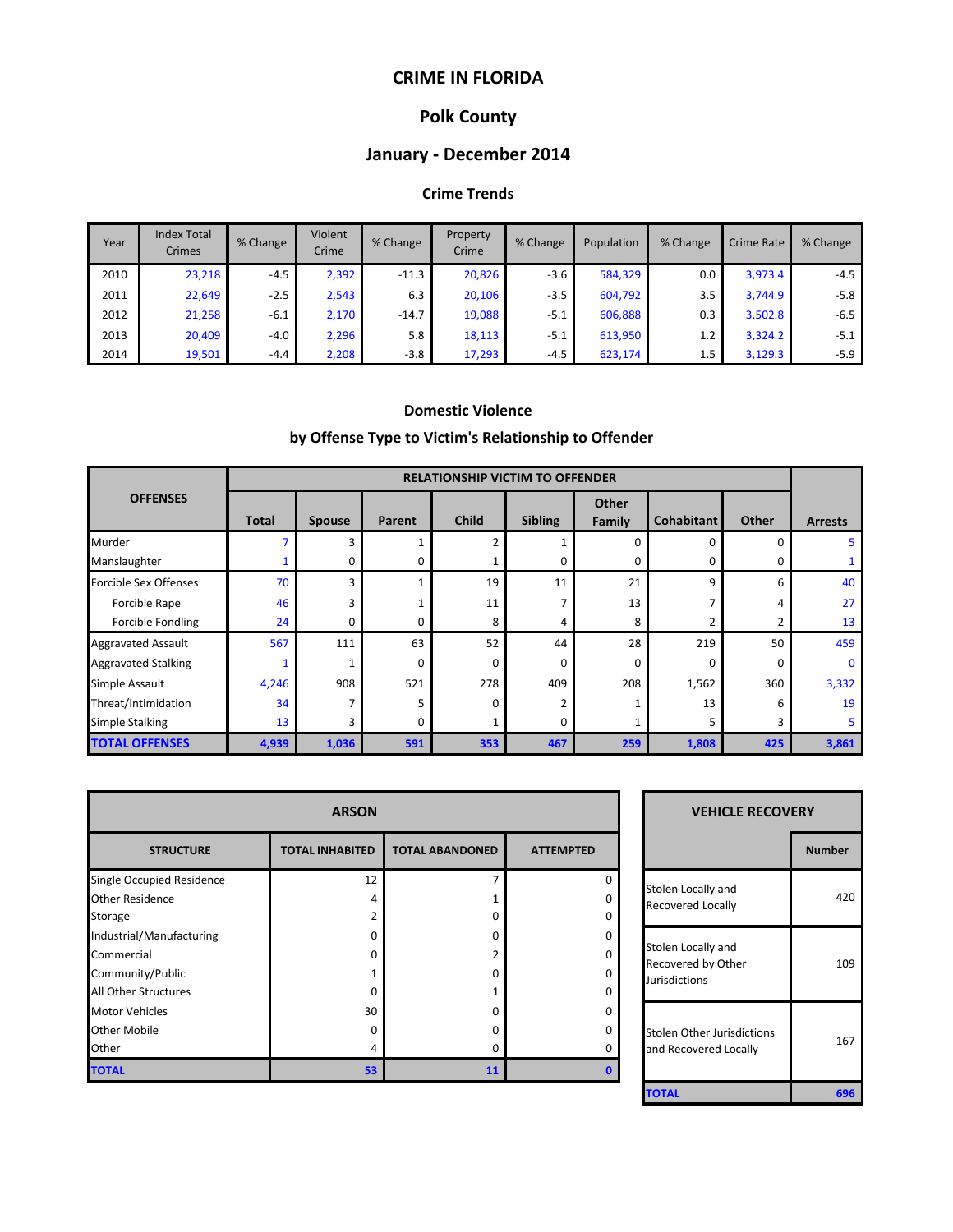# CRIME IN FLORIDA

## Polk County

## January - December 2014

### Crime Trends

| Year | Index Total Crimes | % Change | Violent Crime | % Change | Property Crime | % Change | Population | % Change | Crime Rate | % Change |
|---|---|---|---|---|---|---|---|---|---|---|
| 2010 | 23,218 | -4.5 | 2,392 | -11.3 | 20,826 | -3.6 | 584,329 | 0.0 | 3,973.4 | -4.5 |
| 2011 | 22,649 | -2.5 | 2,543 | 6.3 | 20,106 | -3.5 | 604,792 | 3.5 | 3,744.9 | -5.8 |
| 2012 | 21,258 | -6.1 | 2,170 | -14.7 | 19,088 | -5.1 | 606,888 | 0.3 | 3,502.8 | -6.5 |
| 2013 | 20,409 | -4.0 | 2,296 | 5.8 | 18,113 | -5.1 | 613,950 | 1.2 | 3,324.2 | -5.1 |
| 2014 | 19,501 | -4.4 | 2,208 | -3.8 | 17,293 | -4.5 | 623,174 | 1.5 | 3,129.3 | -5.9 |

### Domestic Violence

### by Offense Type to Victim's Relationship to Offender

| OFFENSES | RELATIONSHIP VICTIM TO OFFENDER | | | | | | | | |
|---|---|---|---|---|---|---|---|---|---|
| | Total | Spouse | Parent | Child | Sibling | Other Family | Cohabitant | Other | Arrests |
| Murder | 7 | 3 | 1 | 2 | 1 | 0 | 0 | 0 | 5 |
| Manslaughter | 1 | 0 | 0 | 1 | 0 | 0 | 0 | 0 | 1 |
| Forcible Sex Offenses | 70 | 3 | 1 | 19 | 11 | 21 | 9 | 6 | 40 |
| Forcible Rape | 46 | 3 | 1 | 11 | 7 | 13 | 7 | 4 | 27 |
| Forcible Fondling | 24 | 0 | 0 | 8 | 4 | 8 | 2 | 2 | 13 |
| Aggravated Assault | 567 | 111 | 63 | 52 | 44 | 28 | 219 | 50 | 459 |
| Aggravated Stalking | 1 | 1 | 0 | 0 | 0 | 0 | 0 | 0 | 0 |
| Simple Assault | 4,246 | 908 | 521 | 278 | 409 | 208 | 1,562 | 360 | 3,332 |
| Threat/Intimidation | 34 | 7 | 5 | 0 | 2 | 1 | 13 | 6 | 19 |
| Simple Stalking | 13 | 3 | 0 | 1 | 0 | 1 | 5 | 3 | 5 |
| **TOTAL OFFENSES** | **4,939** | **1,036** | **591** | **353** | **467** | **259** | **1,808** | **425** | **3,861** |

| ARSON | | | |
|---|---|---|---|
| STRUCTURE | TOTAL INHABITED | TOTAL ABANDONED | ATTEMPTED |
| Single Occupied Residence | 12 | 7 | 0 |
| Other Residence | 4 | 1 | 0 |
| Storage | 2 | 0 | 0 |
| Industrial/Manufacturing | 0 | 0 | 0 |
| Commercial | 0 | 2 | 0 |
| Community/Public | 1 | 0 | 0 |
| All Other Structures | 0 | 1 | 0 |
| Motor Vehicles | 30 | 0 | 0 |
| Other Mobile | 0 | 0 | 0 |
| Other | 4 | 0 | 0 |
| **TOTAL** | **53** | **11** | **0** |

| VEHICLE RECOVERY | |
|---|---|
| | Number |
| Stolen Locally and Recovered Locally | 420 |
| Stolen Locally and Recovered by Other Jurisdictions | 109 |
| Stolen Other Jurisdictions and Recovered Locally | 167 |
| **TOTAL** | **696** |